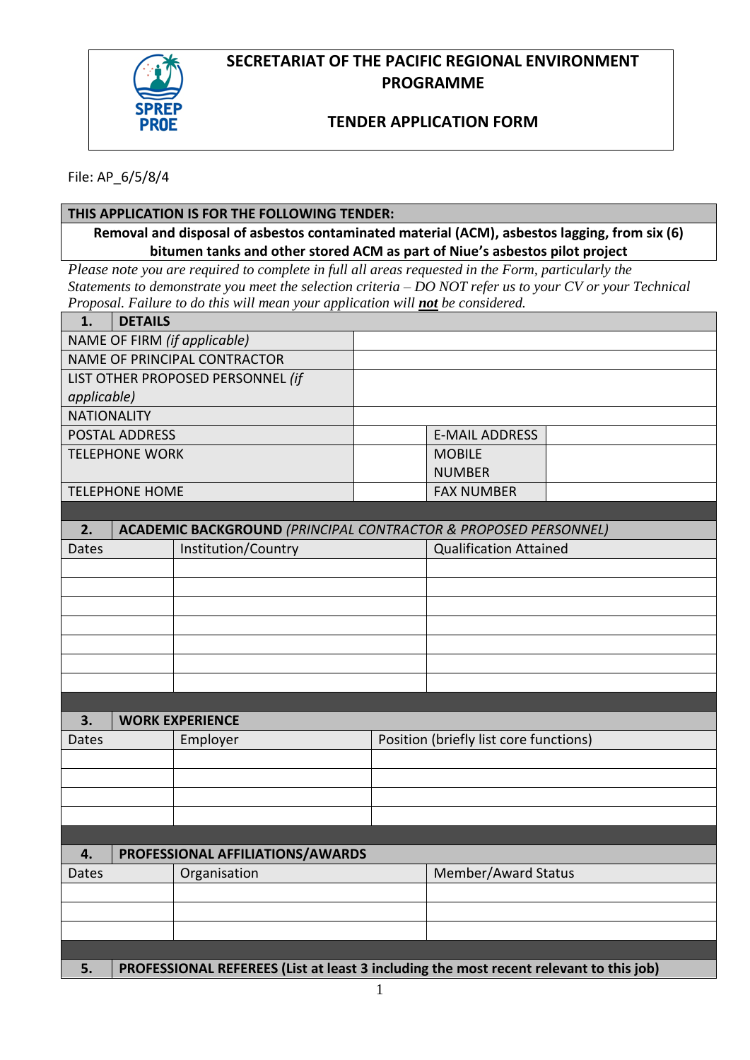# SECRETARIAT OF THE PACIFIC REGIONAL ENVIRONMENT PROGRAMME

## TENDER APPLICATION FORM

File: AP_6/5/8/4

| THIS APPLICATION IS FOR THE FOLLOWING TENDER: |
|---|
| **Removal and disposal of asbestos contaminated material (ACM), asbestos lagging, from six (6) bitumen tanks and other stored ACM as part of Niue's asbestos pilot project** |

*Please note you are required to complete in full all areas requested in the Form, particularly the Statements to demonstrate you meet the selection criteria – DO NOT refer us to your CV or your Technical Proposal. Failure to do this will mean your application will **not** be considered.*

| **1.** | **DETAILS** | | |
|---|---|---|---|
| NAME OF FIRM *(if applicable)* | | | |
| NAME OF PRINCIPAL CONTRACTOR | | | |
| LIST OTHER PROPOSED PERSONNEL *(if applicable)* | | | |
| NATIONALITY | | | |
| POSTAL ADDRESS | | E-MAIL ADDRESS | |
| TELEPHONE WORK | | MOBILE NUMBER | |
| TELEPHONE HOME | | FAX NUMBER | |

| **2.** | **ACADEMIC BACKGROUND** *(PRINCIPAL CONTRACTOR & PROPOSED PERSONNEL)* | |
|---|---|---|
| Dates | Institution/Country | Qualification Attained |
| | | |
| | | |
| | | |
| | | |
| | | |
| | | |
| | | |

| **3.** | **WORK EXPERIENCE** | |
|---|---|---|
| Dates | Employer | Position (briefly list core functions) |
| | | |
| | | |
| | | |
| | | |

| **4.** | **PROFESSIONAL AFFILIATIONS/AWARDS** | |
|---|---|---|
| Dates | Organisation | Member/Award Status |
| | | |
| | | |
| | | |

| **5.** | **PROFESSIONAL REFEREES (List at least 3 including the most recent relevant to this job)** |
|---|---|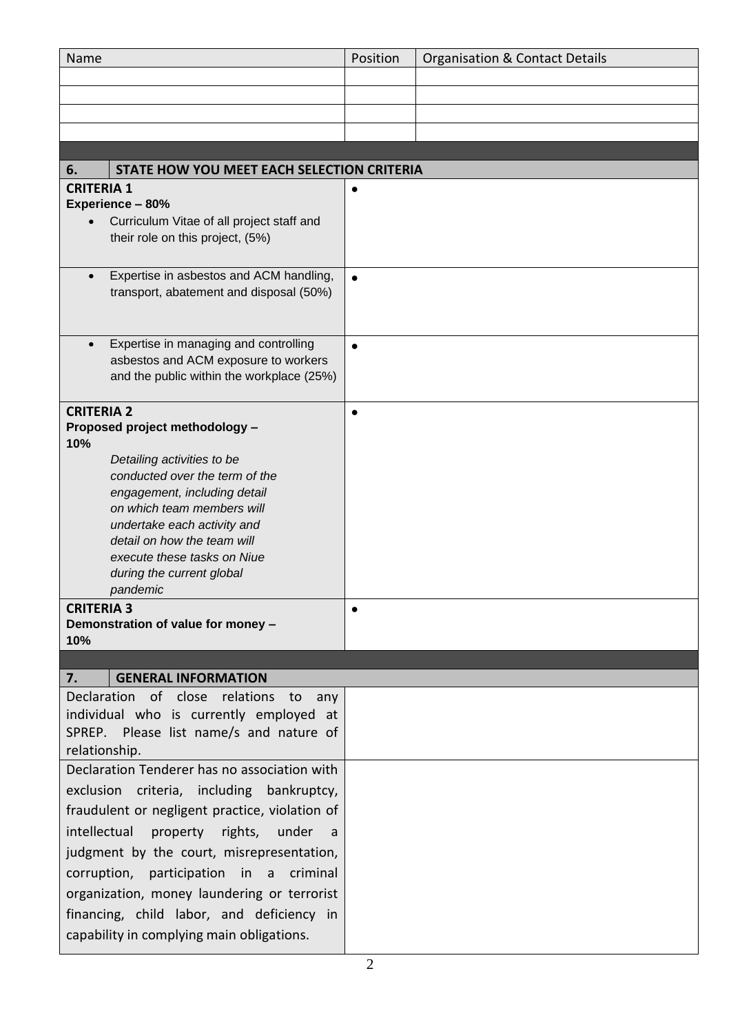| Name | Position | Organisation & Contact Details |
|---|---|---|
| | | |
| | | |
| | | |
| | | |

| 6. | STATE HOW YOU MEET EACH SELECTION CRITERIA |
|---|---|
| **CRITERIA 1**<br>**Experience – 80%**<br>• Curriculum Vitae of all project staff and their role on this project, (5%) | • |
| • Expertise in asbestos and ACM handling, transport, abatement and disposal (50%) | • |
| • Expertise in managing and controlling asbestos and ACM exposure to workers and the public within the workplace (25%) | • |
| **CRITERIA 2**<br>**Proposed project methodology – 10%**<br>*Detailing activities to be conducted over the term of the engagement, including detail on which team members will undertake each activity and detail on how the team will execute these tasks on Niue during the current global pandemic* | • |
| **CRITERIA 3**<br>**Demonstration of value for money – 10%** | • |

| 7. | GENERAL INFORMATION |
|---|---|
| Declaration of close relations to any individual who is currently employed at SPREP. Please list name/s and nature of relationship. | |
| Declaration Tenderer has no association with exclusion criteria, including bankruptcy, fraudulent or negligent practice, violation of intellectual property rights, under a judgment by the court, misrepresentation, corruption, participation in a criminal organization, money laundering or terrorist financing, child labor, and deficiency in capability in complying main obligations. | |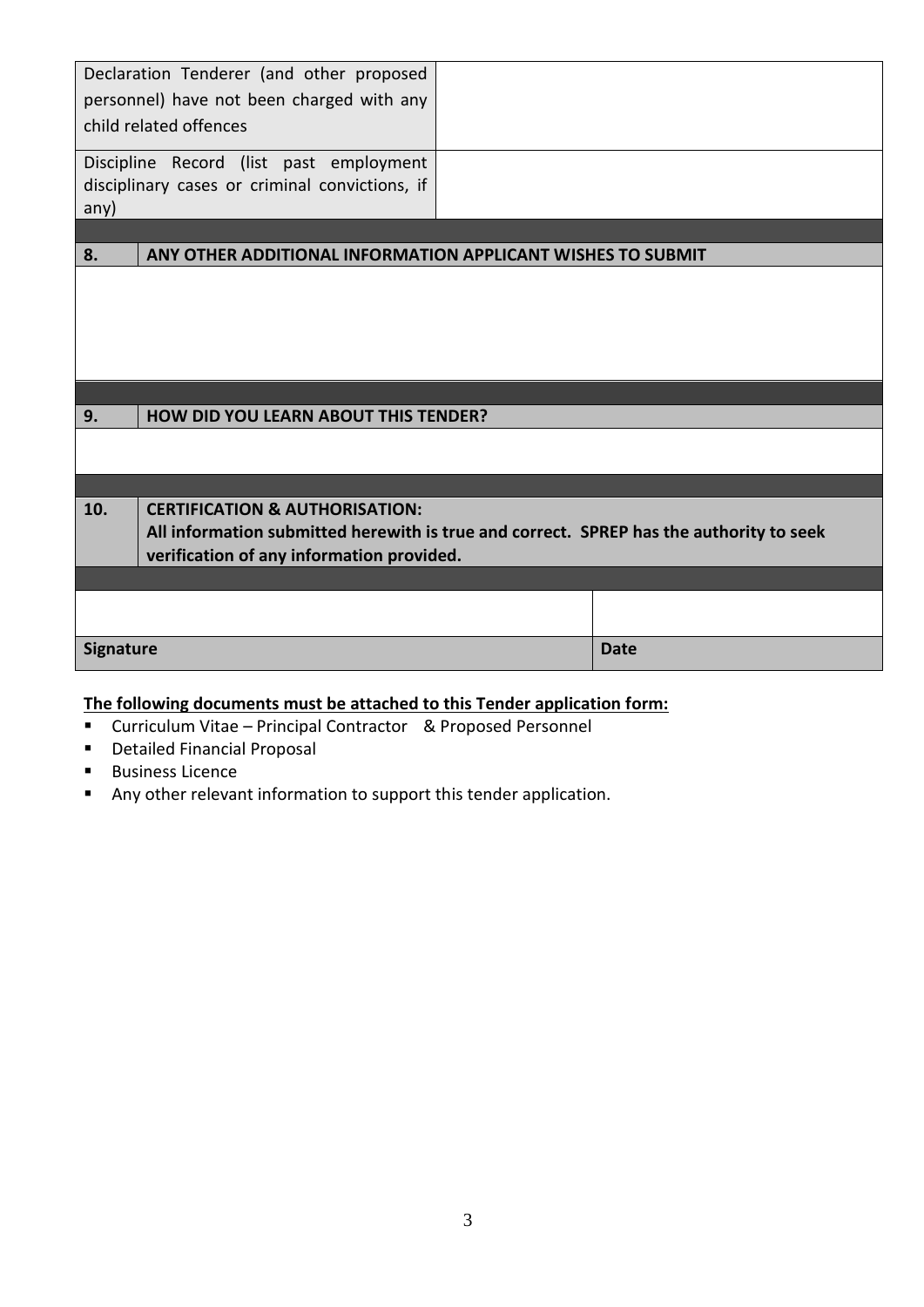| | |
|---|---|
| Declaration Tenderer (and other proposed personnel) have not been charged with any child related offences | |
| Discipline Record (list past employment disciplinary cases or criminal convictions, if any) | |

| | |
|---|---|
| **8.** | **ANY OTHER ADDITIONAL INFORMATION APPLICANT WISHES TO SUBMIT** |
| | |

| | |
|---|---|
| **9.** | **HOW DID YOU LEARN ABOUT THIS TENDER?** |
| | |

| | |
|---|---|
| **10.** | **CERTIFICATION & AUTHORISATION:**<br>**All information submitted herewith is true and correct. SPREP has the authority to seek verification of any information provided.** |

| | |
|---|---|
| | |
| **Signature** | **Date** |

**The following documents must be attached to this Tender application form:**

- Curriculum Vitae – Principal Contractor & Proposed Personnel
- Detailed Financial Proposal
- Business Licence
- Any other relevant information to support this tender application.